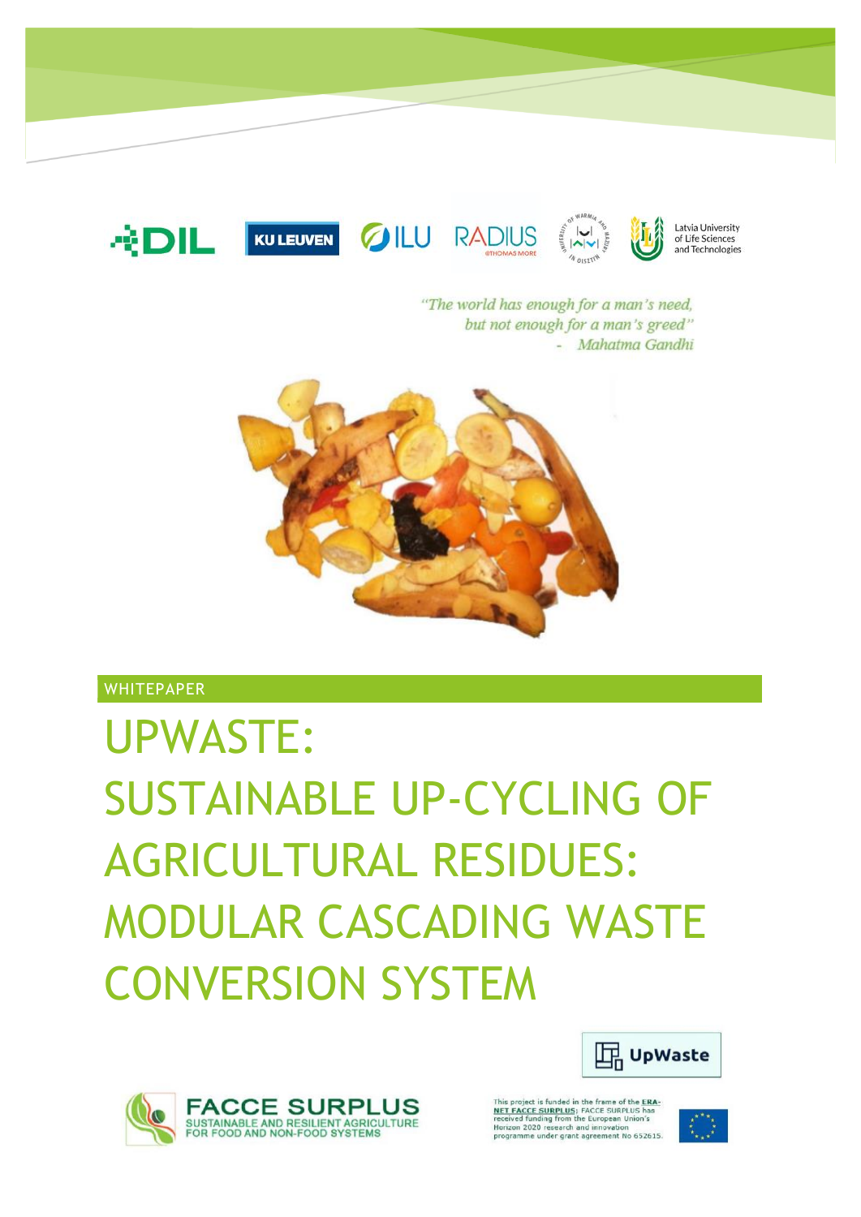DIL KU LEUVEN ILU RADIUS @THOMAS MORE Latvia University of Life Sciences and Technologies

*"The world has enough for a man's need, but not enough for a man's greed"*
*- Mahatma Gandhi*

WHITEPAPER

# UPWASTE: SUSTAINABLE UP-CYCLING OF AGRICULTURAL RESIDUES: MODULAR CASCADING WASTE CONVERSION SYSTEM

UpWaste

FACCE SURPLUS
SUSTAINABLE AND RESILIENT AGRICULTURE FOR FOOD AND NON-FOOD SYSTEMS

This project is funded in the frame of the ERA-NET FACCE SURPLUS; FACCE SURPLUS has received funding from the European Union's Horizon 2020 research and innovation programme under grant agreement No 652615.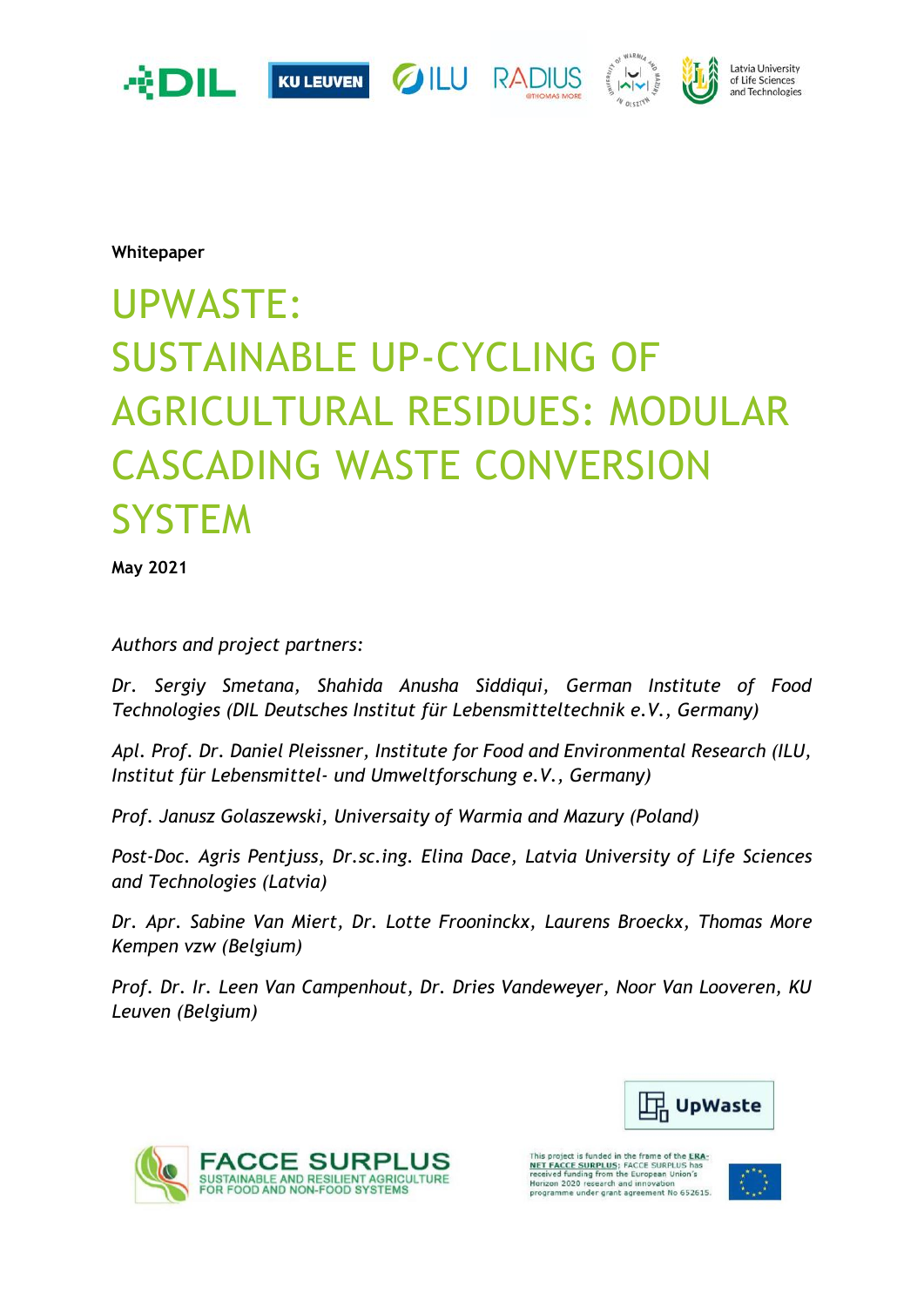**Whitepaper**

# UPWASTE: SUSTAINABLE UP-CYCLING OF AGRICULTURAL RESIDUES: MODULAR CASCADING WASTE CONVERSION SYSTEM

**May 2021**

*Authors and project partners:*

*Dr. Sergiy Smetana, Shahida Anusha Siddiqui, German Institute of Food Technologies (DIL Deutsches Institut für Lebensmitteltechnik e.V., Germany)*

*Apl. Prof. Dr. Daniel Pleissner, Institute for Food and Environmental Research (ILU, Institut für Lebensmittel- und Umweltforschung e.V., Germany)*

*Prof. Janusz Golaszewski, Universaity of Warmia and Mazury (Poland)*

*Post-Doc. Agris Pentjuss, Dr.sc.ing. Elina Dace, Latvia University of Life Sciences and Technologies (Latvia)*

*Dr. Apr. Sabine Van Miert, Dr. Lotte Frooninckx, Laurens Broeckx, Thomas More Kempen vzw (Belgium)*

*Prof. Dr. Ir. Leen Van Campenhout, Dr. Dries Vandeweyer, Noor Van Looveren, KU Leuven (Belgium)*

This project is funded in the frame of the ERA-NET FACCE SURPLUS; FACCE SURPLUS has received funding from the European Union's Horizon 2020 research and innovation programme under grant agreement No 652615.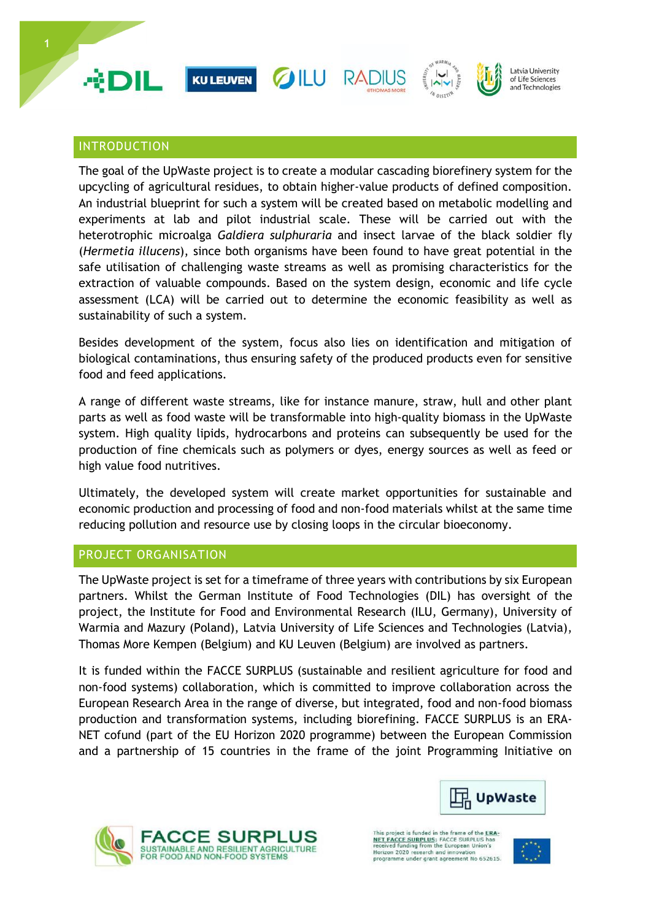## INTRODUCTION

The goal of the UpWaste project is to create a modular cascading biorefinery system for the upcycling of agricultural residues, to obtain higher-value products of defined composition. An industrial blueprint for such a system will be created based on metabolic modelling and experiments at lab and pilot industrial scale. These will be carried out with the heterotrophic microalga *Galdiera sulphuraria* and insect larvae of the black soldier fly (*Hermetia illucens*), since both organisms have been found to have great potential in the safe utilisation of challenging waste streams as well as promising characteristics for the extraction of valuable compounds. Based on the system design, economic and life cycle assessment (LCA) will be carried out to determine the economic feasibility as well as sustainability of such a system.

Besides development of the system, focus also lies on identification and mitigation of biological contaminations, thus ensuring safety of the produced products even for sensitive food and feed applications.

A range of different waste streams, like for instance manure, straw, hull and other plant parts as well as food waste will be transformable into high-quality biomass in the UpWaste system. High quality lipids, hydrocarbons and proteins can subsequently be used for the production of fine chemicals such as polymers or dyes, energy sources as well as feed or high value food nutritives.

Ultimately, the developed system will create market opportunities for sustainable and economic production and processing of food and non-food materials whilst at the same time reducing pollution and resource use by closing loops in the circular bioeconomy.

## PROJECT ORGANISATION

The UpWaste project is set for a timeframe of three years with contributions by six European partners. Whilst the German Institute of Food Technologies (DIL) has oversight of the project, the Institute for Food and Environmental Research (ILU, Germany), University of Warmia and Mazury (Poland), Latvia University of Life Sciences and Technologies (Latvia), Thomas More Kempen (Belgium) and KU Leuven (Belgium) are involved as partners.

It is funded within the FACCE SURPLUS (sustainable and resilient agriculture for food and non-food systems) collaboration, which is committed to improve collaboration across the European Research Area in the range of diverse, but integrated, food and non-food biomass production and transformation systems, including biorefining. FACCE SURPLUS is an ERA-NET cofund (part of the EU Horizon 2020 programme) between the European Commission and a partnership of 15 countries in the frame of the joint Programming Initiative on

This project is funded in the frame of the ERA-NET FACCE SURPLUS; FACCE SURPLUS has received funding from the European Union's Horizon 2020 research and innovation programme under grant agreement No 652615.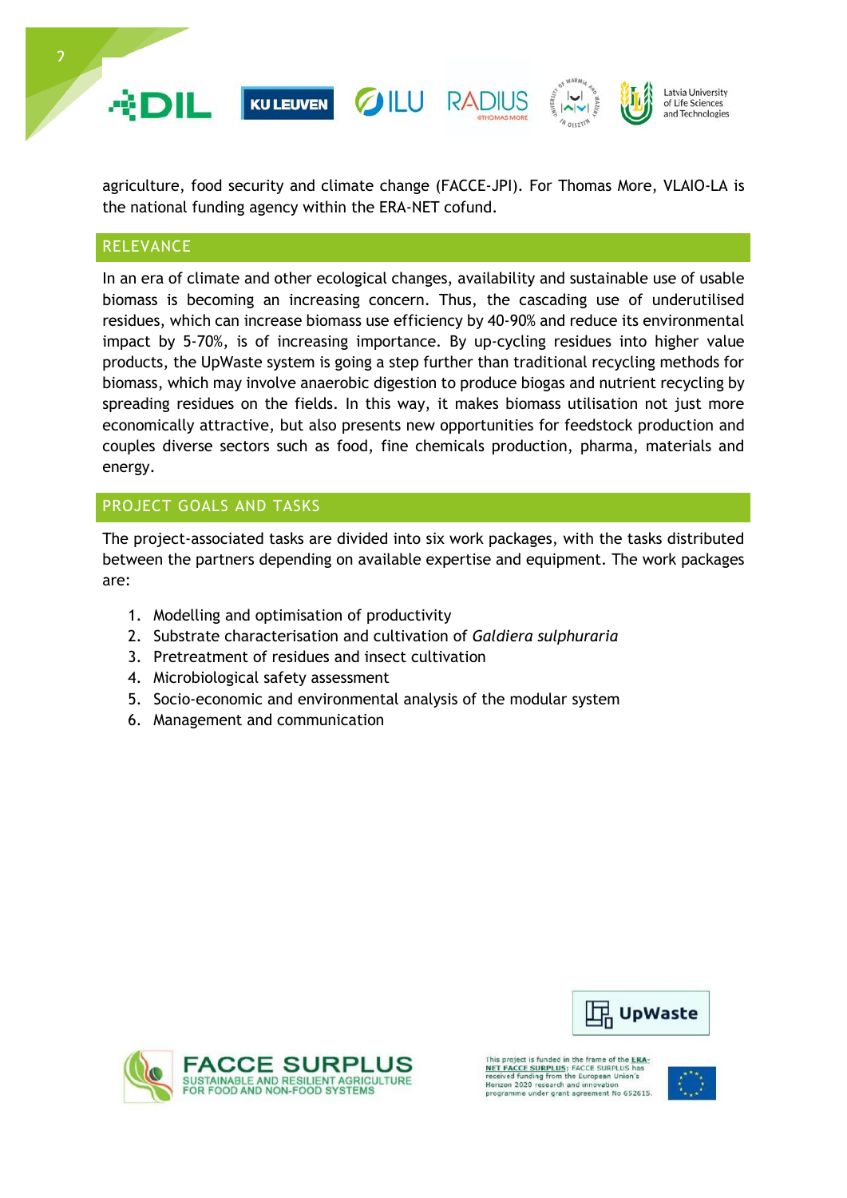agriculture, food security and climate change (FACCE-JPI). For Thomas More, VLAIO-LA is the national funding agency within the ERA-NET cofund.

## RELEVANCE

In an era of climate and other ecological changes, availability and sustainable use of usable biomass is becoming an increasing concern. Thus, the cascading use of underutilised residues, which can increase biomass use efficiency by 40-90% and reduce its environmental impact by 5-70%, is of increasing importance. By up-cycling residues into higher value products, the UpWaste system is going a step further than traditional recycling methods for biomass, which may involve anaerobic digestion to produce biogas and nutrient recycling by spreading residues on the fields. In this way, it makes biomass utilisation not just more economically attractive, but also presents new opportunities for feedstock production and couples diverse sectors such as food, fine chemicals production, pharma, materials and energy.

## PROJECT GOALS AND TASKS

The project-associated tasks are divided into six work packages, with the tasks distributed between the partners depending on available expertise and equipment. The work packages are:

1. Modelling and optimisation of productivity
2. Substrate characterisation and cultivation of *Galdiera sulphuraria*
3. Pretreatment of residues and insect cultivation
4. Microbiological safety assessment
5. Socio-economic and environmental analysis of the modular system
6. Management and communication

This project is funded in the frame of the ERA-NET FACCE SURPLUS. FACCE SURPLUS has received funding from the European Union's Horizon 2020 research and innovation programme under grant agreement No 652615.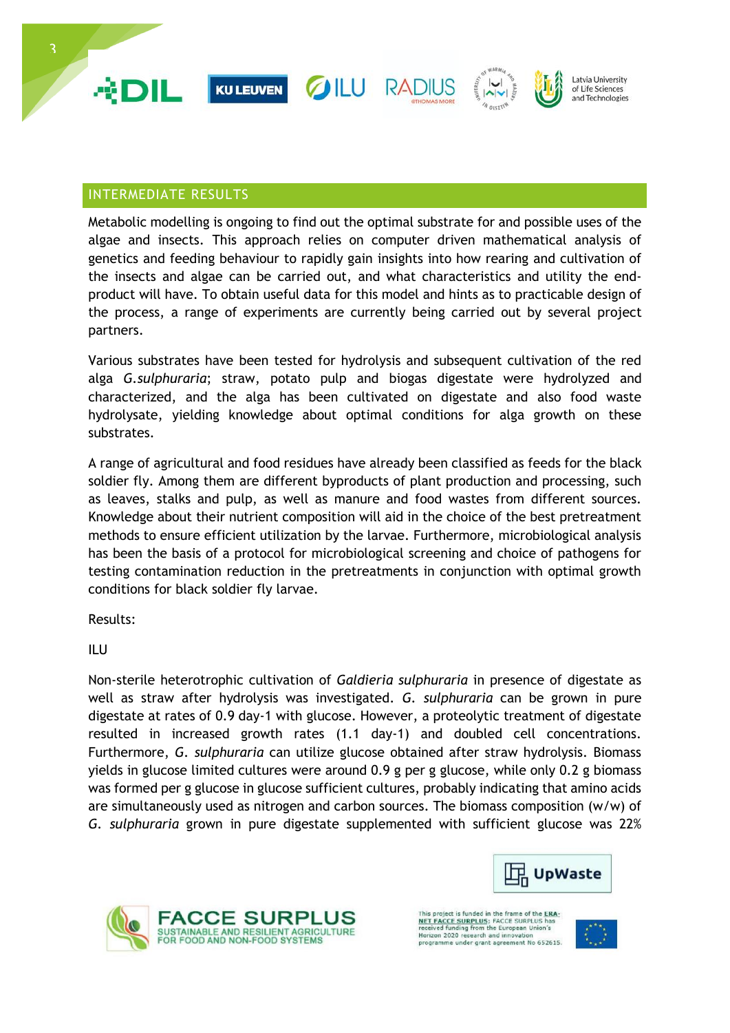## INTERMEDIATE RESULTS

Metabolic modelling is ongoing to find out the optimal substrate for and possible uses of the algae and insects. This approach relies on computer driven mathematical analysis of genetics and feeding behaviour to rapidly gain insights into how rearing and cultivation of the insects and algae can be carried out, and what characteristics and utility the end-product will have. To obtain useful data for this model and hints as to practicable design of the process, a range of experiments are currently being carried out by several project partners.

Various substrates have been tested for hydrolysis and subsequent cultivation of the red alga *G.sulphuraria*; straw, potato pulp and biogas digestate were hydrolyzed and characterized, and the alga has been cultivated on digestate and also food waste hydrolysate, yielding knowledge about optimal conditions for alga growth on these substrates.

A range of agricultural and food residues have already been classified as feeds for the black soldier fly. Among them are different byproducts of plant production and processing, such as leaves, stalks and pulp, as well as manure and food wastes from different sources. Knowledge about their nutrient composition will aid in the choice of the best pretreatment methods to ensure efficient utilization by the larvae. Furthermore, microbiological analysis has been the basis of a protocol for microbiological screening and choice of pathogens for testing contamination reduction in the pretreatments in conjunction with optimal growth conditions for black soldier fly larvae.

Results:

ILU

Non-sterile heterotrophic cultivation of *Galdieria sulphuraria* in presence of digestate as well as straw after hydrolysis was investigated. *G. sulphuraria* can be grown in pure digestate at rates of 0.9 day-1 with glucose. However, a proteolytic treatment of digestate resulted in increased growth rates (1.1 day-1) and doubled cell concentrations. Furthermore, *G. sulphuraria* can utilize glucose obtained after straw hydrolysis. Biomass yields in glucose limited cultures were around 0.9 g per g glucose, while only 0.2 g biomass was formed per g glucose in glucose sufficient cultures, probably indicating that amino acids are simultaneously used as nitrogen and carbon sources. The biomass composition (w/w) of *G. sulphuraria* grown in pure digestate supplemented with sufficient glucose was 22%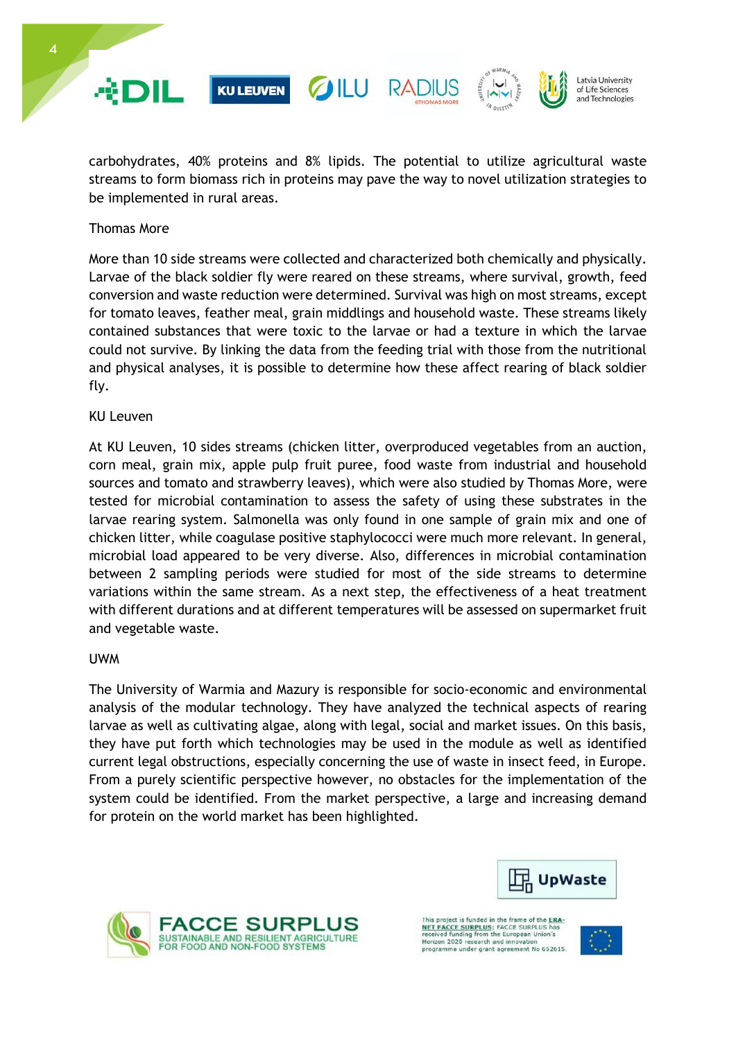carbohydrates, 40% proteins and 8% lipids. The potential to utilize agricultural waste streams to form biomass rich in proteins may pave the way to novel utilization strategies to be implemented in rural areas.

Thomas More

More than 10 side streams were collected and characterized both chemically and physically. Larvae of the black soldier fly were reared on these streams, where survival, growth, feed conversion and waste reduction were determined. Survival was high on most streams, except for tomato leaves, feather meal, grain middlings and household waste. These streams likely contained substances that were toxic to the larvae or had a texture in which the larvae could not survive. By linking the data from the feeding trial with those from the nutritional and physical analyses, it is possible to determine how these affect rearing of black soldier fly.

KU Leuven

At KU Leuven, 10 sides streams (chicken litter, overproduced vegetables from an auction, corn meal, grain mix, apple pulp fruit puree, food waste from industrial and household sources and tomato and strawberry leaves), which were also studied by Thomas More, were tested for microbial contamination to assess the safety of using these substrates in the larvae rearing system. Salmonella was only found in one sample of grain mix and one of chicken litter, while coagulase positive staphylococci were much more relevant. In general, microbial load appeared to be very diverse. Also, differences in microbial contamination between 2 sampling periods were studied for most of the side streams to determine variations within the same stream. As a next step, the effectiveness of a heat treatment with different durations and at different temperatures will be assessed on supermarket fruit and vegetable waste.

UWM

The University of Warmia and Mazury is responsible for socio-economic and environmental analysis of the modular technology. They have analyzed the technical aspects of rearing larvae as well as cultivating algae, along with legal, social and market issues. On this basis, they have put forth which technologies may be used in the module as well as identified current legal obstructions, especially concerning the use of waste in insect feed, in Europe. From a purely scientific perspective however, no obstacles for the implementation of the system could be identified. From the market perspective, a large and increasing demand for protein on the world market has been highlighted.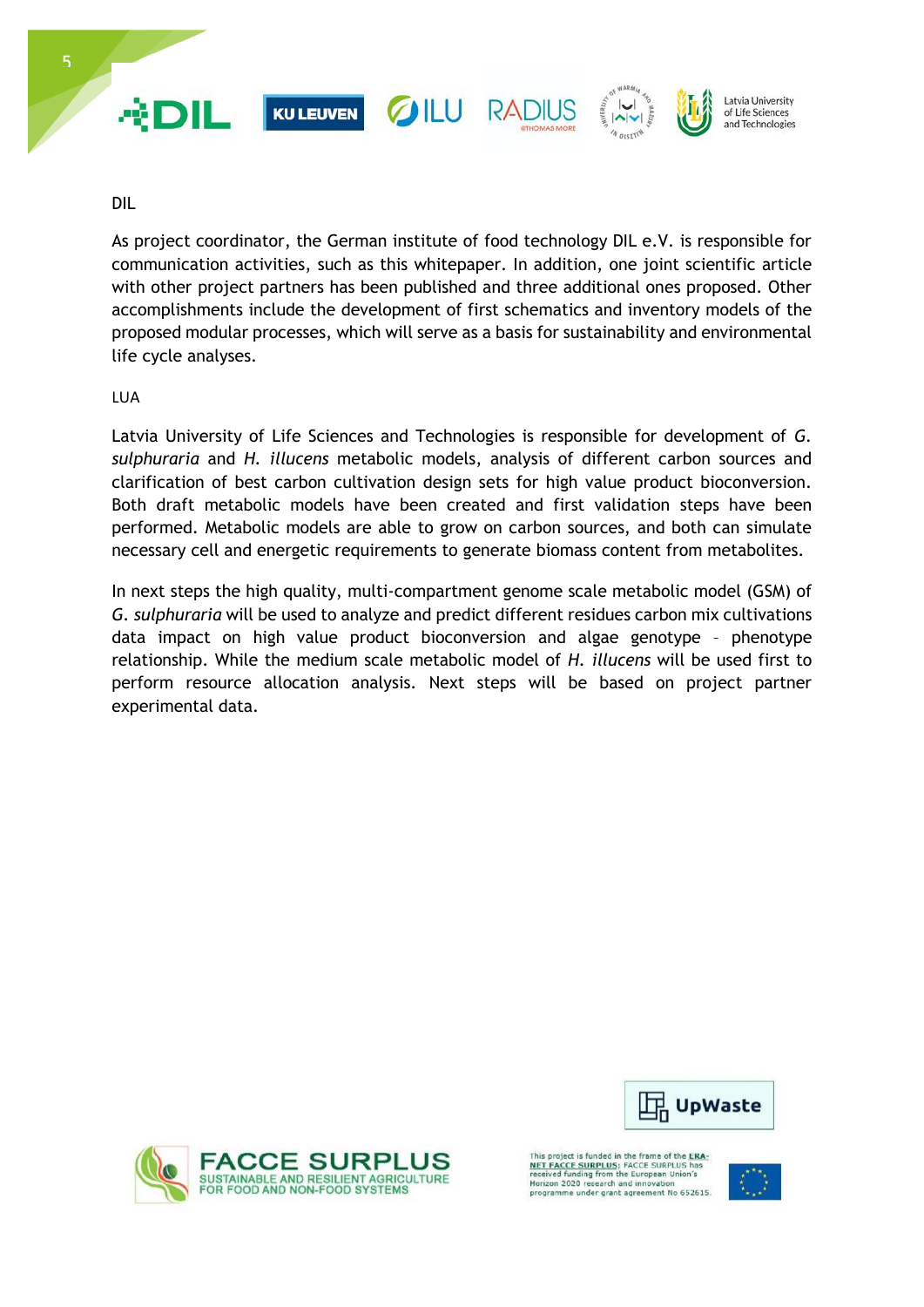DIL

As project coordinator, the German institute of food technology DIL e.V. is responsible for communication activities, such as this whitepaper. In addition, one joint scientific article with other project partners has been published and three additional ones proposed. Other accomplishments include the development of first schematics and inventory models of the proposed modular processes, which will serve as a basis for sustainability and environmental life cycle analyses.

LUA

Latvia University of Life Sciences and Technologies is responsible for development of *G. sulphuraria* and *H. illucens* metabolic models, analysis of different carbon sources and clarification of best carbon cultivation design sets for high value product bioconversion. Both draft metabolic models have been created and first validation steps have been performed. Metabolic models are able to grow on carbon sources, and both can simulate necessary cell and energetic requirements to generate biomass content from metabolites.

In next steps the high quality, multi-compartment genome scale metabolic model (GSM) of *G. sulphuraria* will be used to analyze and predict different residues carbon mix cultivations data impact on high value product bioconversion and algae genotype – phenotype relationship. While the medium scale metabolic model of *H. illucens* will be used first to perform resource allocation analysis. Next steps will be based on project partner experimental data.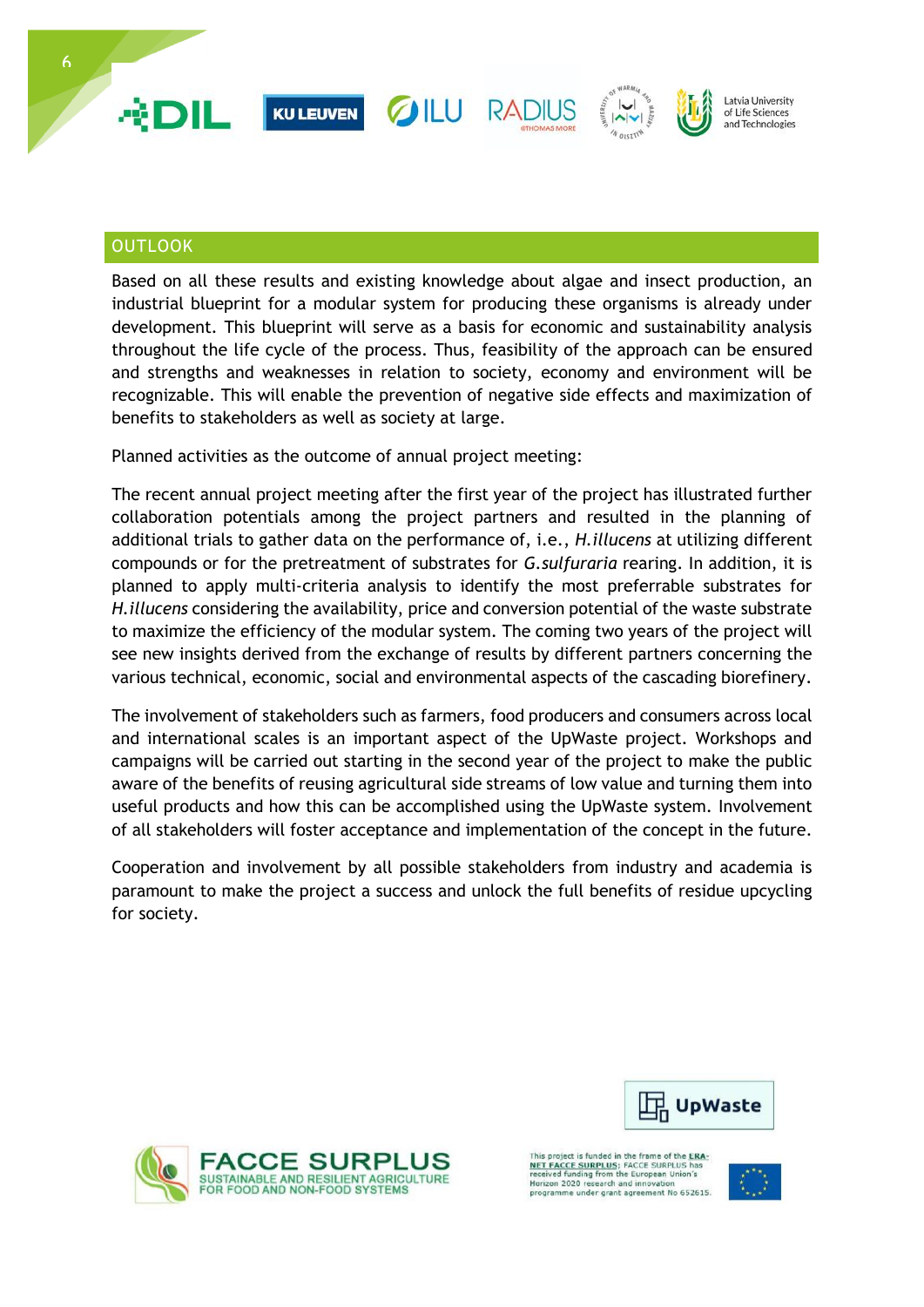## OUTLOOK

Based on all these results and existing knowledge about algae and insect production, an industrial blueprint for a modular system for producing these organisms is already under development. This blueprint will serve as a basis for economic and sustainability analysis throughout the life cycle of the process. Thus, feasibility of the approach can be ensured and strengths and weaknesses in relation to society, economy and environment will be recognizable. This will enable the prevention of negative side effects and maximization of benefits to stakeholders as well as society at large.

Planned activities as the outcome of annual project meeting:

The recent annual project meeting after the first year of the project has illustrated further collaboration potentials among the project partners and resulted in the planning of additional trials to gather data on the performance of, i.e., *H.illucens* at utilizing different compounds or for the pretreatment of substrates for *G.sulfuraria* rearing. In addition, it is planned to apply multi-criteria analysis to identify the most preferrable substrates for *H.illucens* considering the availability, price and conversion potential of the waste substrate to maximize the efficiency of the modular system. The coming two years of the project will see new insights derived from the exchange of results by different partners concerning the various technical, economic, social and environmental aspects of the cascading biorefinery.

The involvement of stakeholders such as farmers, food producers and consumers across local and international scales is an important aspect of the UpWaste project. Workshops and campaigns will be carried out starting in the second year of the project to make the public aware of the benefits of reusing agricultural side streams of low value and turning them into useful products and how this can be accomplished using the UpWaste system. Involvement of all stakeholders will foster acceptance and implementation of the concept in the future.

Cooperation and involvement by all possible stakeholders from industry and academia is paramount to make the project a success and unlock the full benefits of residue upcycling for society.

This project is funded in the frame of the ERA-NET FACCE SURPLUS; FACCE SURPLUS has received funding from the European Union's Horizon 2020 research and innovation programme under grant agreement No 652615.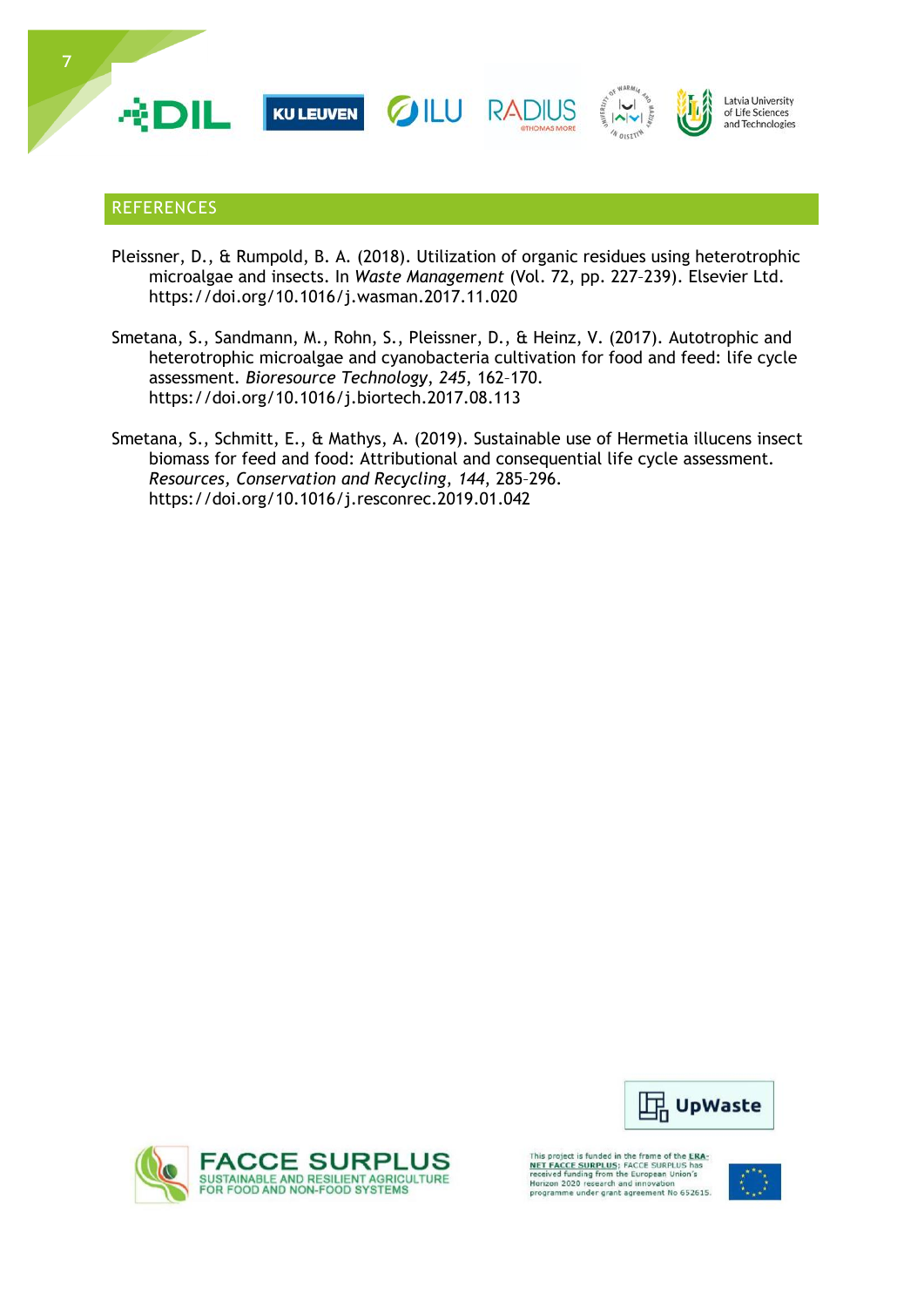## REFERENCES

Pleissner, D., & Rumpold, B. A. (2018). Utilization of organic residues using heterotrophic microalgae and insects. In *Waste Management* (Vol. 72, pp. 227–239). Elsevier Ltd. https://doi.org/10.1016/j.wasman.2017.11.020

Smetana, S., Sandmann, M., Rohn, S., Pleissner, D., & Heinz, V. (2017). Autotrophic and heterotrophic microalgae and cyanobacteria cultivation for food and feed: life cycle assessment. *Bioresource Technology*, *245*, 162–170. https://doi.org/10.1016/j.biortech.2017.08.113

Smetana, S., Schmitt, E., & Mathys, A. (2019). Sustainable use of Hermetia illucens insect biomass for feed and food: Attributional and consequential life cycle assessment. *Resources, Conservation and Recycling*, *144*, 285–296. https://doi.org/10.1016/j.resconrec.2019.01.042

This project is funded in the frame of the ERA-NET FACCE SURPLUS; FACCE SURPLUS has received funding from the European Union's Horizon 2020 research and innovation programme under grant agreement No 652615.